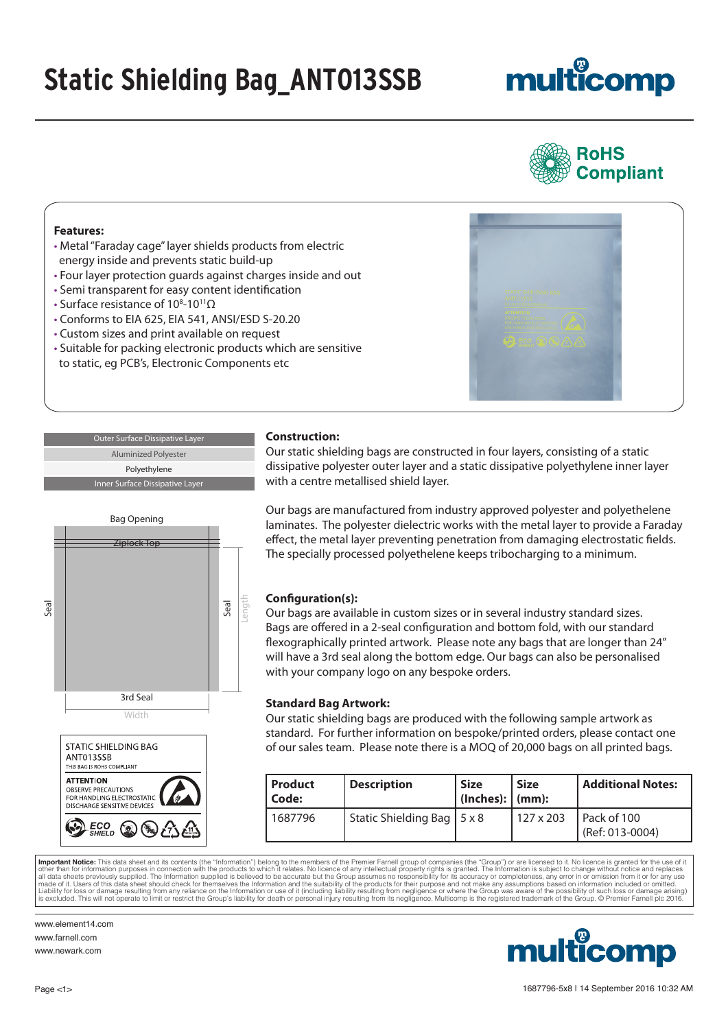# Static Shielding Bag_ANT013SSB

RoHS Compliant

**Features:**

- Metal "Faraday cage" layer shields products from electric energy inside and prevents static build-up
- Four layer protection guards against charges inside and out
- Semi transparent for easy content identification
- Surface resistance of $10^8$-$10^{11}\Omega$
- Conforms to EIA 625, EIA 541, ANSI/ESD S-20.20
- Custom sizes and print available on request
- Suitable for packing electronic products which are sensitive to static, eg PCB's, Electronic Components etc

Outer Surface Dissipative Layer
Aluminized Polyester
Polyethylene
Inner Surface Dissipative Layer

Bag Opening
Ziplock Top
Seal
Seal
Length
3rd Seal
Width

STATIC SHIELDING BAG
ANT013SSB
THIS BAG IS ROHS COMPLIANT
ATTENTION
OBSERVE PRECAUTIONS
FOR HANDLING ELECTROSTATIC
DISCHARGE SENSITIVE DEVICES
ECO SHIELD

**Construction:**

Our static shielding bags are constructed in four layers, consisting of a static dissipative polyester outer layer and a static dissipative polyethylene inner layer with a centre metallised shield layer.

Our bags are manufactured from industry approved polyester and polyethelene laminates. The polyester dielectric works with the metal layer to provide a Faraday effect, the metal layer preventing penetration from damaging electrostatic fields. The specially processed polyethelene keeps tribocharging to a minimum.

**Configuration(s):**

Our bags are available in custom sizes or in several industry standard sizes. Bags are offered in a 2-seal configuration and bottom fold, with our standard flexographically printed artwork. Please note any bags that are longer than 24" will have a 3rd seal along the bottom edge. Our bags can also be personalised with your company logo on any bespoke orders.

**Standard Bag Artwork:**

Our static shielding bags are produced with the following sample artwork as standard. For further information on bespoke/printed orders, please contact one of our sales team. Please note there is a MOQ of 20,000 bags on all printed bags.

| Product Code: | Description | Size (Inches): | Size (mm): | Additional Notes: |
|---|---|---|---|---|
| 1687796 | Static Shielding Bag | 5 x 8 | 127 x 203 | Pack of 100 (Ref: 013-0004) |

**Important Notice:** This data sheet and its contents (the "Information") belong to the members of the Premier Farnell group of companies (the "Group") or are licensed to it. No licence is granted for the use of it other than for information purposes in connection with the products to which it relates. No licence of any intellectual property rights is granted. The Information is subject to change without notice and replaces all data sheets previously supplied. The Information supplied is believed to be accurate but the Group assumes no responsibility for its accuracy or completeness, any error in or omission from it or for any use made of it. Users of this data sheet should check for themselves the Information and the suitability of the products for their purpose and not make any assumptions based on information included or omitted. Liability for loss or damage resulting from any reliance on the Information or use of it (including liability resulting from negligence or where the Group was aware of the possibility of such loss or damage arising) is excluded. This will not operate to limit or restrict the Group's liability for death or personal injury resulting from its negligence. Multicomp is the registered trademark of the Group. © Premier Farnell plc 2016.

www.element14.com
www.farnell.com
www.newark.com

1687796-5x8 I 14 September 2016 10:32 AM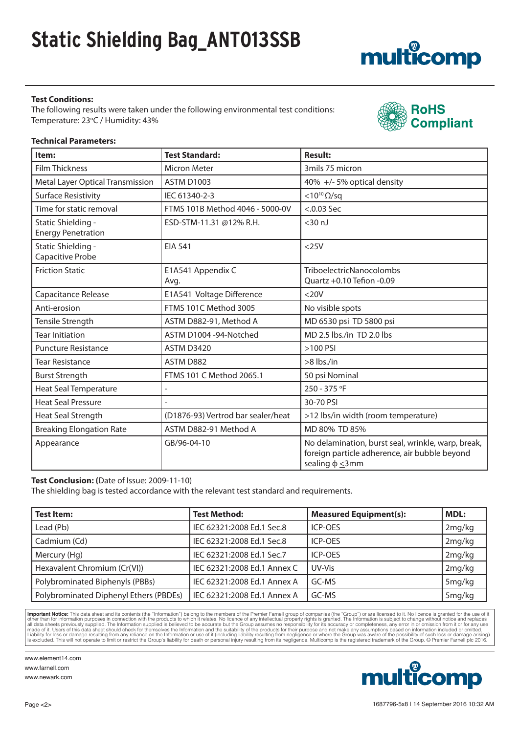# Static Shielding Bag_ANT013SSB

**Test Conditions:**

The following results were taken under the following environmental test conditions:
Temperature: 23°C / Humidity: 43%

RoHS Compliant

**Technical Parameters:**

| Item: | Test Standard: | Result: |
|---|---|---|
| Film Thickness | Micron Meter | 3mils 75 micron |
| Metal Layer Optical Transmission | ASTM D1003 | 40% +/- 5% optical density |
| Surface Resistivity | IEC 61340-2-3 | $<10^{10}\,\Omega$/sq |
| Time for static removal | FTMS 101B Method 4046 - 5000-0V | <.0.03 Sec |
| Static Shielding - Energy Penetration | ESD-STM-11.31 @12% R.H. | <30 nJ |
| Static Shielding - Capacitive Probe | EIA 541 | <25V |
| Friction Static | E1A541 Appendix C Avg. | TriboelectricNanocolombs Quartz +0.10 Tefion -0.09 |
| Capacitance Release | E1A541 Voltage Difference | <20V |
| Anti-erosion | FTMS 101C Method 3005 | No visible spots |
| Tensile Strength | ASTM D882-91, Method A | MD 6530 psi TD 5800 psi |
| Tear Initiation | ASTM D1004 -94-Notched | MD 2.5 lbs./in TD 2.0 lbs |
| Puncture Resistance | ASTM D3420 | >100 PSI |
| Tear Resistance | ASTM D882 | >8 lbs./in |
| Burst Strength | FTMS 101 C Method 2065.1 | 50 psi Nominal |
| Heat Seal Temperature | - | 250 - 375 °F |
| Heat Seal Pressure | - | 30-70 PSI |
| Heat Seal Strength | (D1876-93) Vertrod bar sealer/heat | >12 lbs/in width (room temperature) |
| Breaking Elongation Rate | ASTM D882-91 Method A | MD 80% TD 85% |
| Appearance | GB/96-04-10 | No delamination, burst seal, wrinkle, warp, break, foreign particle adherence, air bubble beyond sealing ϕ ≤3mm |

**Test Conclusion: (**Date of Issue: 2009-11-10)

The shielding bag is tested accordance with the relevant test standard and requirements.

| Test Item: | Test Method: | Measured Equipment(s): | MDL: |
|---|---|---|---|
| Lead (Pb) | IEC 62321:2008 Ed.1 Sec.8 | ICP-OES | 2mg/kg |
| Cadmium (Cd) | IEC 62321:2008 Ed.1 Sec.8 | ICP-OES | 2mg/kg |
| Mercury (Hg) | IEC 62321:2008 Ed.1 Sec.7 | ICP-OES | 2mg/kg |
| Hexavalent Chromium (Cr(VI)) | IEC 62321:2008 Ed.1 Annex C | UV-Vis | 2mg/kg |
| Polybrominated Biphenyls (PBBs) | IEC 62321:2008 Ed.1 Annex A | GC-MS | 5mg/kg |
| Polybrominated Diphenyl Ethers (PBDEs) | IEC 62321:2008 Ed.1 Annex A | GC-MS | 5mg/kg |

**Important Notice:** This data sheet and its contents (the "Information") belong to the members of the Premier Farnell group of companies (the "Group") or are licensed to it. No licence is granted for the use of it other than for information purposes in connection with the products to which it relates. No licence of any intellectual property rights is granted. The Information is subject to change without notice and replaces all data sheets previously supplied. The Information supplied is believed to be accurate but the Group assumes no responsibility for its accuracy or completeness, any error in or omission from it or for any use made of it. Users of this data sheet should check for themselves the Information and the suitability of the products for their purpose and not make any assumptions based on information included or omitted. Liability for loss or damage resulting from any reliance on the Information or use of it (including liability resulting from negligence or where the Group was aware of the possibility of such loss or damage arising) is excluded. This will not operate to limit or restrict the Group's liability for death or personal injury resulting from its negligence. Multicomp is the registered trademark of the Group. © Premier Farnell plc 2016.

www.element14.com
www.farnell.com
www.newark.com

1687796-5x8 I 14 September 2016 10:32 AM